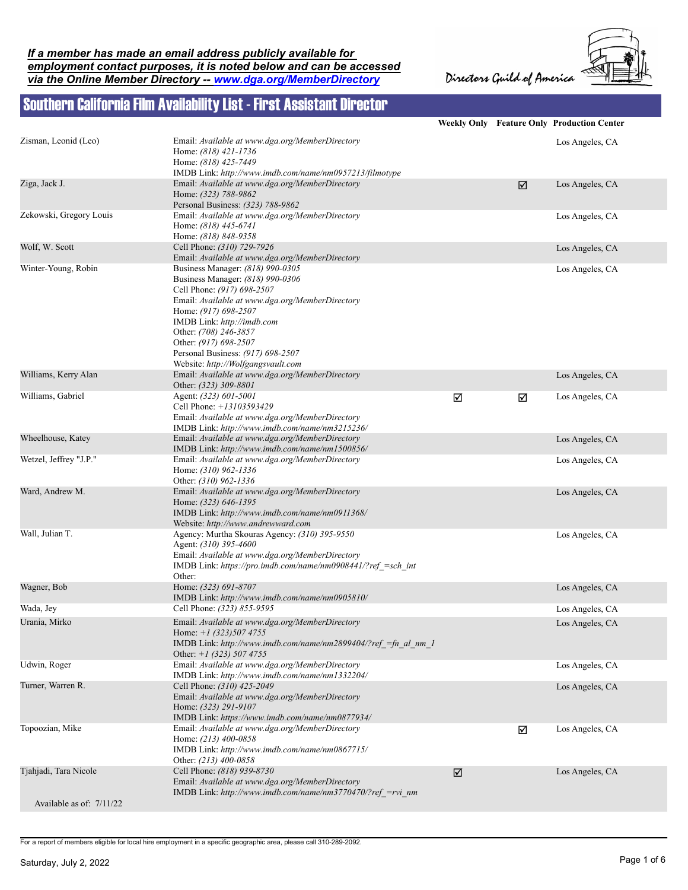***If a member has made an email address publicly available for employment contact purposes, it is noted below and can be accessed via the Online Member Directory -- www.dga.org/MemberDirectory***

Directors Guild of America

# Southern California Film Availability List - First Assistant Director

| Name | Contact | Weekly Only | Feature Only | Production Center |
|---|---|---|---|---|
| Zisman, Leonid (Leo) | Email: *Available at www.dga.org/MemberDirectory*<br>Home: *(818) 421-1736*<br>Home: *(818) 425-7449*<br>IMDB Link: *http://www.imdb.com/name/nm0957213/filmotype* | | | Los Angeles, CA |
| Ziga, Jack J. | Email: *Available at www.dga.org/MemberDirectory*<br>Home: *(323) 788-9862*<br>Personal Business: *(323) 788-9862* | | ☑ | Los Angeles, CA |
| Zekowski, Gregory Louis | Email: *Available at www.dga.org/MemberDirectory*<br>Home: *(818) 445-6741*<br>Home: *(818) 848-9358* | | | Los Angeles, CA |
| Wolf, W. Scott | Cell Phone: *(310) 729-7926*<br>Email: *Available at www.dga.org/MemberDirectory* | | | Los Angeles, CA |
| Winter-Young, Robin | Business Manager: *(818) 990-0305*<br>Business Manager: *(818) 990-0306*<br>Cell Phone: *(917) 698-2507*<br>Email: *Available at www.dga.org/MemberDirectory*<br>Home: *(917) 698-2507*<br>IMDB Link: *http://imdb.com*<br>Other: *(708) 246-3857*<br>Other: *(917) 698-2507*<br>Personal Business: *(917) 698-2507*<br>Website: *http://Wolfgangsvault.com* | | | Los Angeles, CA |
| Williams, Kerry Alan | Email: *Available at www.dga.org/MemberDirectory*<br>Other: *(323) 309-8801* | | | Los Angeles, CA |
| Williams, Gabriel | Agent: *(323) 601-5001*<br>Cell Phone: *+13103593429*<br>Email: *Available at www.dga.org/MemberDirectory*<br>IMDB Link: *http://www.imdb.com/name/nm3215236/* | ☑ | ☑ | Los Angeles, CA |
| Wheelhouse, Katey | Email: *Available at www.dga.org/MemberDirectory*<br>IMDB Link: *http://www.imdb.com/name/nm1500856/* | | | Los Angeles, CA |
| Wetzel, Jeffrey "J.P." | Email: *Available at www.dga.org/MemberDirectory*<br>Home: *(310) 962-1336*<br>Other: *(310) 962-1336* | | | Los Angeles, CA |
| Ward, Andrew M. | Email: *Available at www.dga.org/MemberDirectory*<br>Home: *(323) 646-1395*<br>IMDB Link: *http://www.imdb.com/name/nm0911368/*<br>Website: *http://www.andrewward.com* | | | Los Angeles, CA |
| Wall, Julian T. | Agency: Murtha Skouras Agency: *(310) 395-9550*<br>Agent: *(310) 395-4600*<br>Email: *Available at www.dga.org/MemberDirectory*<br>IMDB Link: *https://pro.imdb.com/name/nm0908441/?ref_=sch_int*<br>Other: | | | Los Angeles, CA |
| Wagner, Bob | Home: *(323) 691-8707*<br>IMDB Link: *http://www.imdb.com/name/nm0905810/* | | | Los Angeles, CA |
| Wada, Jey | Cell Phone: *(323) 855-9595* | | | Los Angeles, CA |
| Urania, Mirko | Email: *Available at www.dga.org/MemberDirectory*<br>Home: *+1 (323)507 4755*<br>IMDB Link: *http://www.imdb.com/name/nm2899404/?ref_=fn_al_nm_1*<br>Other: *+1 (323) 507 4755* | | | Los Angeles, CA |
| Udwin, Roger | Email: *Available at www.dga.org/MemberDirectory*<br>IMDB Link: *http://www.imdb.com/name/nm1332204/* | | | Los Angeles, CA |
| Turner, Warren R. | Cell Phone: *(310) 425-2049*<br>Email: *Available at www.dga.org/MemberDirectory*<br>Home: *(323) 291-9107*<br>IMDB Link: *https://www.imdb.com/name/nm0877934/* | | | Los Angeles, CA |
| Topoozian, Mike | Email: *Available at www.dga.org/MemberDirectory*<br>Home: *(213) 400-0858*<br>IMDB Link: *http://www.imdb.com/name/nm0867715/*<br>Other: *(213) 400-0858* | | ☑ | Los Angeles, CA |
| Tjahjadi, Tara Nicole<br>Available as of: 7/11/22 | Cell Phone: *(818) 939-8730*<br>Email: *Available at www.dga.org/MemberDirectory*<br>IMDB Link: *http://www.imdb.com/name/nm3770470/?ref_=rvi_nm* | ☑ | | Los Angeles, CA |

For a report of members eligible for local hire employment in a specific geographic area, please call 310-289-2092.

Saturday, July 2, 2022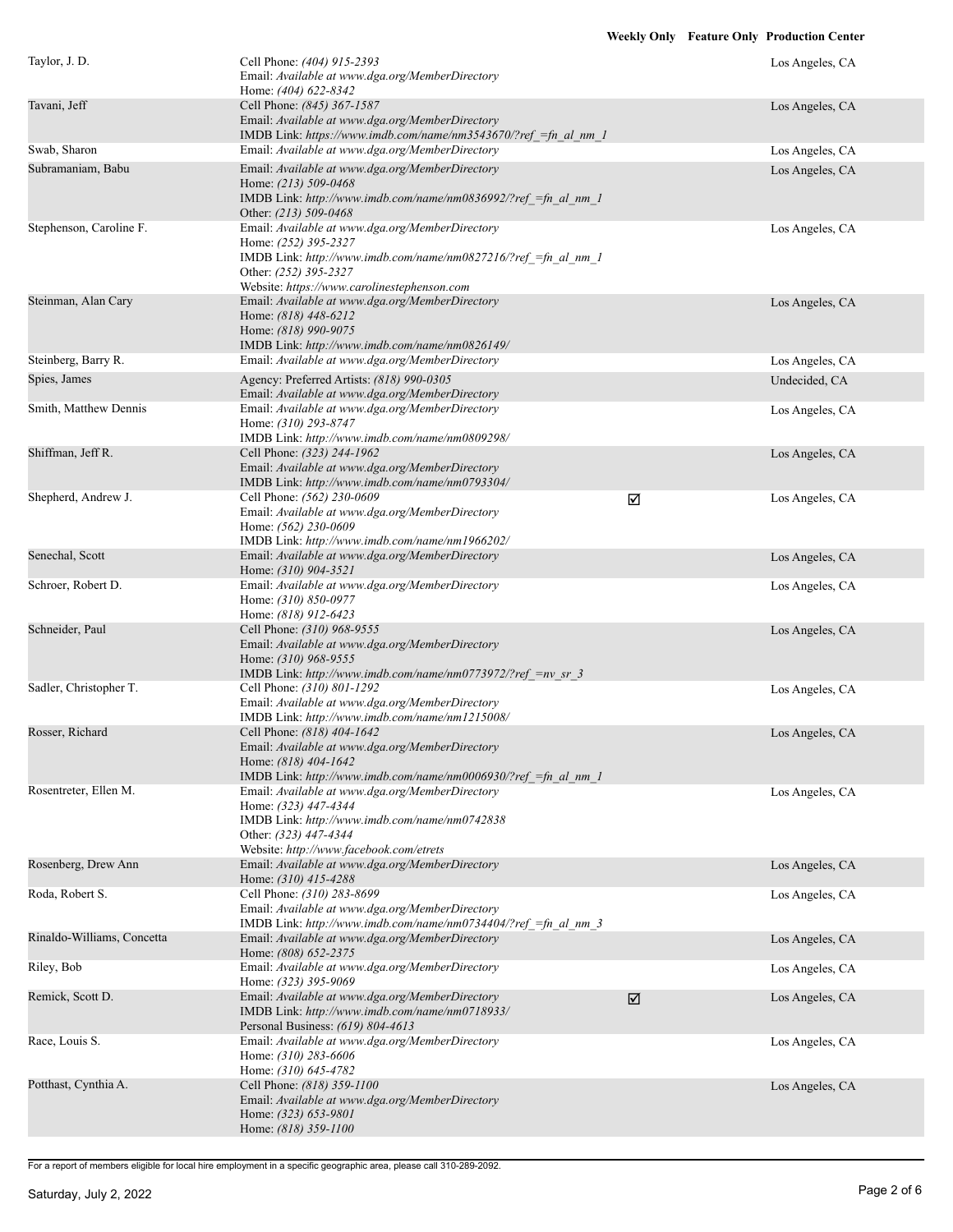| Name | Contact | Weekly Only | Feature Only | Production Center |
|---|---|---|---|---|
| Taylor, J. D. | Cell Phone: *(404) 915-2393*<br>Email: *Available at www.dga.org/MemberDirectory*<br>Home: *(404) 622-8342* | | | Los Angeles, CA |
| Tavani, Jeff | Cell Phone: *(845) 367-1587*<br>Email: *Available at www.dga.org/MemberDirectory*<br>IMDB Link: *https://www.imdb.com/name/nm3543670/?ref_=fn_al_nm_1* | | | Los Angeles, CA |
| Swab, Sharon | Email: *Available at www.dga.org/MemberDirectory* | | | Los Angeles, CA |
| Subramaniam, Babu | Email: *Available at www.dga.org/MemberDirectory*<br>Home: *(213) 509-0468*<br>IMDB Link: *http://www.imdb.com/name/nm0836992/?ref_=fn_al_nm_1*<br>Other: *(213) 509-0468* | | | Los Angeles, CA |
| Stephenson, Caroline F. | Email: *Available at www.dga.org/MemberDirectory*<br>Home: *(252) 395-2327*<br>IMDB Link: *http://www.imdb.com/name/nm0827216/?ref_=fn_al_nm_1*<br>Other: *(252) 395-2327*<br>Website: *https://www.carolinestephenson.com* | | | Los Angeles, CA |
| Steinman, Alan Cary | Email: *Available at www.dga.org/MemberDirectory*<br>Home: *(818) 448-6212*<br>Home: *(818) 990-9075*<br>IMDB Link: *http://www.imdb.com/name/nm0826149/* | | | Los Angeles, CA |
| Steinberg, Barry R. | Email: *Available at www.dga.org/MemberDirectory* | | | Los Angeles, CA |
| Spies, James | Agency: Preferred Artists: *(818) 990-0305*<br>Email: *Available at www.dga.org/MemberDirectory* | | | Undecided, CA |
| Smith, Matthew Dennis | Email: *Available at www.dga.org/MemberDirectory*<br>Home: *(310) 293-8747*<br>IMDB Link: *http://www.imdb.com/name/nm0809298/* | | | Los Angeles, CA |
| Shiffman, Jeff R. | Cell Phone: *(323) 244-1962*<br>Email: *Available at www.dga.org/MemberDirectory*<br>IMDB Link: *http://www.imdb.com/name/nm0793304/* | | | Los Angeles, CA |
| Shepherd, Andrew J. | Cell Phone: *(562) 230-0609*<br>Email: *Available at www.dga.org/MemberDirectory*<br>Home: *(562) 230-0609*<br>IMDB Link: *http://www.imdb.com/name/nm1966202/* | ☑ | | Los Angeles, CA |
| Senechal, Scott | Email: *Available at www.dga.org/MemberDirectory*<br>Home: *(310) 904-3521* | | | Los Angeles, CA |
| Schroer, Robert D. | Email: *Available at www.dga.org/MemberDirectory*<br>Home: *(310) 850-0977*<br>Home: *(818) 912-6423* | | | Los Angeles, CA |
| Schneider, Paul | Cell Phone: *(310) 968-9555*<br>Email: *Available at www.dga.org/MemberDirectory*<br>Home: *(310) 968-9555*<br>IMDB Link: *http://www.imdb.com/name/nm0773972/?ref_=nv_sr_3* | | | Los Angeles, CA |
| Sadler, Christopher T. | Cell Phone: *(310) 801-1292*<br>Email: *Available at www.dga.org/MemberDirectory*<br>IMDB Link: *http://www.imdb.com/name/nm1215008/* | | | Los Angeles, CA |
| Rosser, Richard | Cell Phone: *(818) 404-1642*<br>Email: *Available at www.dga.org/MemberDirectory*<br>Home: *(818) 404-1642*<br>IMDB Link: *http://www.imdb.com/name/nm0006930/?ref_=fn_al_nm_1* | | | Los Angeles, CA |
| Rosentreter, Ellen M. | Email: *Available at www.dga.org/MemberDirectory*<br>Home: *(323) 447-4344*<br>IMDB Link: *http://www.imdb.com/name/nm0742838*<br>Other: *(323) 447-4344*<br>Website: *http://www.facebook.com/etrets* | | | Los Angeles, CA |
| Rosenberg, Drew Ann | Email: *Available at www.dga.org/MemberDirectory*<br>Home: *(310) 415-4288* | | | Los Angeles, CA |
| Roda, Robert S. | Cell Phone: *(310) 283-8699*<br>Email: *Available at www.dga.org/MemberDirectory*<br>IMDB Link: *http://www.imdb.com/name/nm0734404/?ref_=fn_al_nm_3* | | | Los Angeles, CA |
| Rinaldo-Williams, Concetta | Email: *Available at www.dga.org/MemberDirectory*<br>Home: *(808) 652-2375* | | | Los Angeles, CA |
| Riley, Bob | Email: *Available at www.dga.org/MemberDirectory*<br>Home: *(323) 395-9069* | | | Los Angeles, CA |
| Remick, Scott D. | Email: *Available at www.dga.org/MemberDirectory*<br>IMDB Link: *http://www.imdb.com/name/nm0718933/*<br>Personal Business: *(619) 804-4613* | ☑ | | Los Angeles, CA |
| Race, Louis S. | Email: *Available at www.dga.org/MemberDirectory*<br>Home: *(310) 283-6606*<br>Home: *(310) 645-4782* | | | Los Angeles, CA |
| Potthast, Cynthia A. | Cell Phone: *(818) 359-1100*<br>Email: *Available at www.dga.org/MemberDirectory*<br>Home: *(323) 653-9801*<br>Home: *(818) 359-1100* | | | Los Angeles, CA |

For a report of members eligible for local hire employment in a specific geographic area, please call 310-289-2092.

Saturday, July 2, 2022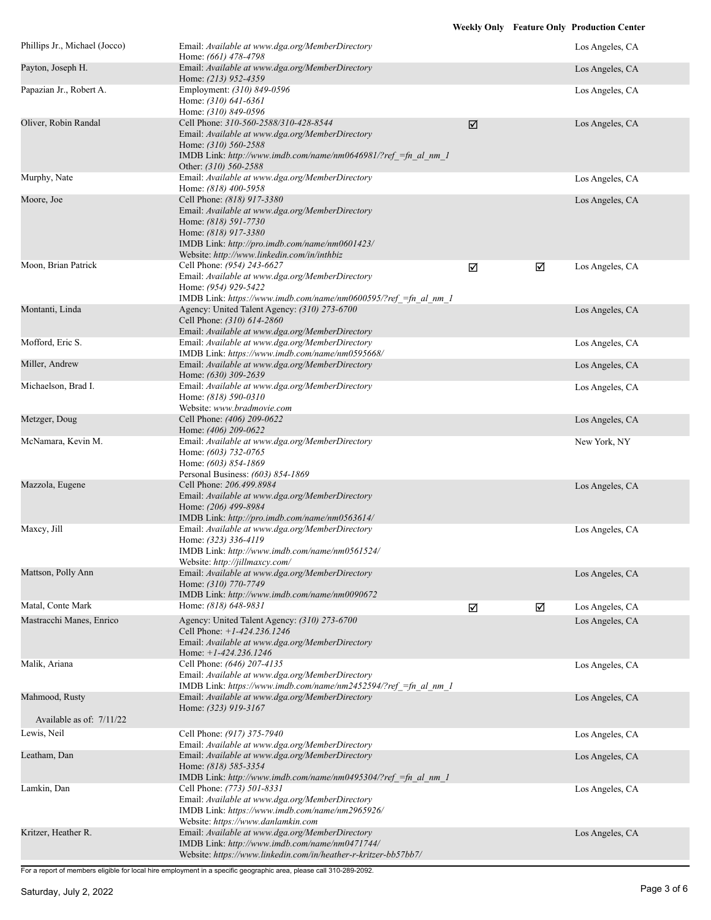| Name | Contact | Weekly Only | Feature Only | Production Center |
| --- | --- | --- | --- | --- |
| Phillips Jr., Michael (Jocco) | Email: *Available at www.dga.org/MemberDirectory*<br>Home: *(661) 478-4798* | | | Los Angeles, CA |
| Payton, Joseph H. | Email: *Available at www.dga.org/MemberDirectory*<br>Home: *(213) 952-4359* | | | Los Angeles, CA |
| Papazian Jr., Robert A. | Employment: *(310) 849-0596*<br>Home: *(310) 641-6361*<br>Home: *(310) 849-0596* | | | Los Angeles, CA |
| Oliver, Robin Randal | Cell Phone: *310-560-2588/310-428-8544*<br>Email: *Available at www.dga.org/MemberDirectory*<br>Home: *(310) 560-2588*<br>IMDB Link: *http://www.imdb.com/name/nm0646981/?ref_=fn_al_nm_1*<br>Other: *(310) 560-2588* | ☑ | | Los Angeles, CA |
| Murphy, Nate | Email: *Available at www.dga.org/MemberDirectory*<br>Home: *(818) 400-5958* | | | Los Angeles, CA |
| Moore, Joe | Cell Phone: *(818) 917-3380*<br>Email: *Available at www.dga.org/MemberDirectory*<br>Home: *(818) 591-7730*<br>Home: *(818) 917-3380*<br>IMDB Link: *http://pro.imdb.com/name/nm0601423/*<br>Website: *http://www.linkedin.com/in/inthbiz* | | | Los Angeles, CA |
| Moon, Brian Patrick | Cell Phone: *(954) 243-6627*<br>Email: *Available at www.dga.org/MemberDirectory*<br>Home: *(954) 929-5422*<br>IMDB Link: *https://www.imdb.com/name/nm0600595/?ref_=fn_al_nm_1* | ☑ | ☑ | Los Angeles, CA |
| Montanti, Linda | Agency: United Talent Agency: *(310) 273-6700*<br>Cell Phone: *(310) 614-2860*<br>Email: *Available at www.dga.org/MemberDirectory* | | | Los Angeles, CA |
| Mofford, Eric S. | Email: *Available at www.dga.org/MemberDirectory*<br>IMDB Link: *https://www.imdb.com/name/nm0595668/* | | | Los Angeles, CA |
| Miller, Andrew | Email: *Available at www.dga.org/MemberDirectory*<br>Home: *(630) 309-2639* | | | Los Angeles, CA |
| Michaelson, Brad I. | Email: *Available at www.dga.org/MemberDirectory*<br>Home: *(818) 590-0310*<br>Website: *www.bradmovie.com* | | | Los Angeles, CA |
| Metzger, Doug | Cell Phone: *(406) 209-0622*<br>Home: *(406) 209-0622* | | | Los Angeles, CA |
| McNamara, Kevin M. | Email: *Available at www.dga.org/MemberDirectory*<br>Home: *(603) 732-0765*<br>Home: *(603) 854-1869*<br>Personal Business: *(603) 854-1869* | | | New York, NY |
| Mazzola, Eugene | Cell Phone: *206.499.8984*<br>Email: *Available at www.dga.org/MemberDirectory*<br>Home: *(206) 499-8984*<br>IMDB Link: *http://pro.imdb.com/name/nm0563614/* | | | Los Angeles, CA |
| Maxcy, Jill | Email: *Available at www.dga.org/MemberDirectory*<br>Home: *(323) 336-4119*<br>IMDB Link: *http://www.imdb.com/name/nm0561524/*<br>Website: *http://jillmaxcy.com/* | | | Los Angeles, CA |
| Mattson, Polly Ann | Email: *Available at www.dga.org/MemberDirectory*<br>Home: *(310) 770-7749*<br>IMDB Link: *http://www.imdb.com/name/nm0090672* | | | Los Angeles, CA |
| Matal, Conte Mark | Home: *(818) 648-9831* | ☑ | ☑ | Los Angeles, CA |
| Mastracchi Manes, Enrico | Agency: United Talent Agency: *(310) 273-6700*<br>Cell Phone: *+1-424.236.1246*<br>Email: *Available at www.dga.org/MemberDirectory*<br>Home: *+1-424.236.1246* | | | Los Angeles, CA |
| Malik, Ariana | Cell Phone: *(646) 207-4135*<br>Email: *Available at www.dga.org/MemberDirectory*<br>IMDB Link: *https://www.imdb.com/name/nm2452594/?ref_=fn_al_nm_1* | | | Los Angeles, CA |
| Mahmood, Rusty<br><br>Available as of: 7/11/22 | Email: *Available at www.dga.org/MemberDirectory*<br>Home: *(323) 919-3167* | | | Los Angeles, CA |
| Lewis, Neil | Cell Phone: *(917) 375-7940*<br>Email: *Available at www.dga.org/MemberDirectory* | | | Los Angeles, CA |
| Leatham, Dan | Email: *Available at www.dga.org/MemberDirectory*<br>Home: *(818) 585-3354*<br>IMDB Link: *http://www.imdb.com/name/nm0495304/?ref_=fn_al_nm_1* | | | Los Angeles, CA |
| Lamkin, Dan | Cell Phone: *(773) 501-8331*<br>Email: *Available at www.dga.org/MemberDirectory*<br>IMDB Link: *https://www.imdb.com/name/nm2965926/*<br>Website: *https://www.danlamkin.com* | | | Los Angeles, CA |
| Kritzer, Heather R. | Email: *Available at www.dga.org/MemberDirectory*<br>IMDB Link: *http://www.imdb.com/name/nm0471744/*<br>Website: *https://www.linkedin.com/in/heather-r-kritzer-bb57bb7/* | | | Los Angeles, CA |

For a report of members eligible for local hire employment in a specific geographic area, please call 310-289-2092.

Saturday, July 2, 2022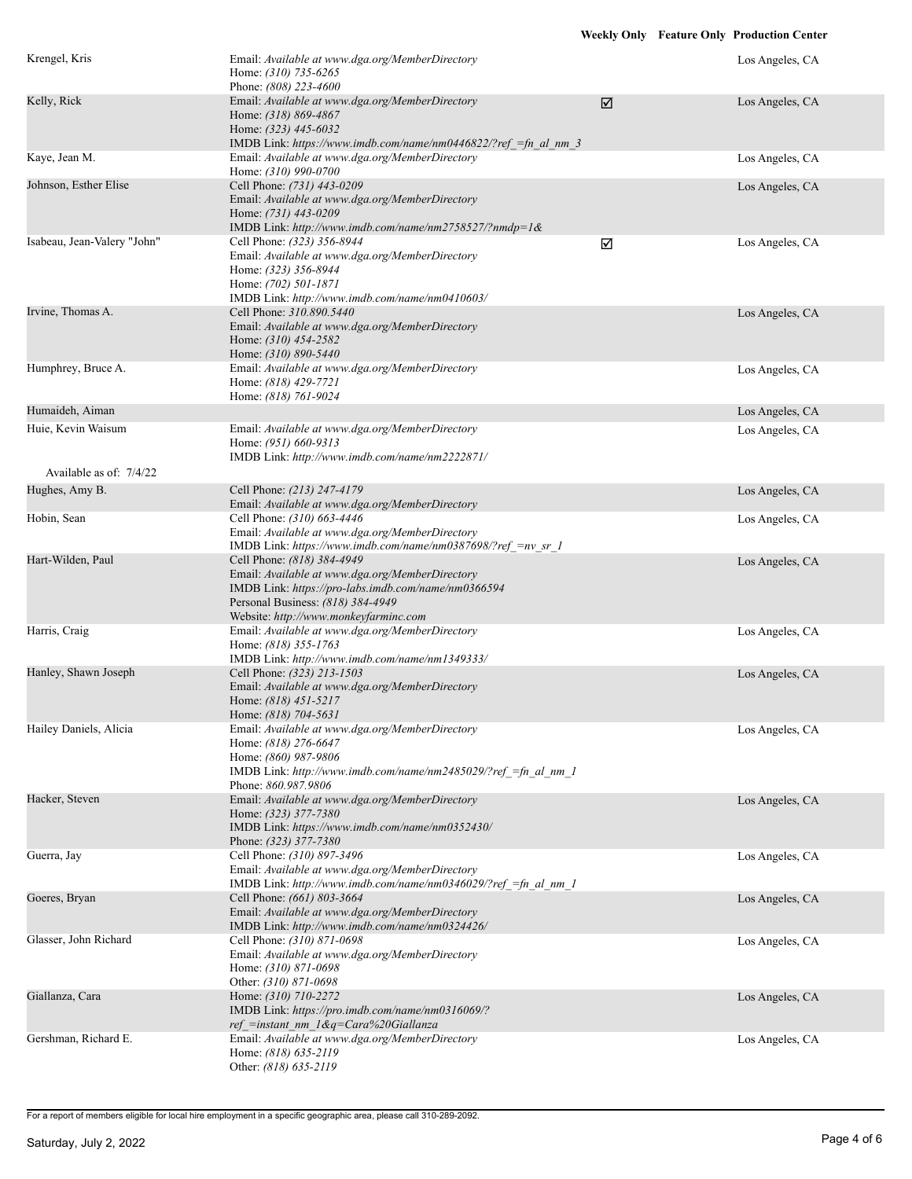| | | Weekly Only | Feature Only | Production Center |
|---|---|---|---|---|
| Krengel, Kris | Email: *Available at www.dga.org/MemberDirectory*<br>Home: *(310) 735-6265*<br>Phone: *(808) 223-4600* | | | Los Angeles, CA |
| Kelly, Rick | Email: *Available at www.dga.org/MemberDirectory*<br>Home: *(318) 869-4867*<br>Home: *(323) 445-6032*<br>IMDB Link: *https://www.imdb.com/name/nm0446822/?ref_=fn_al_nm_3* | ☑ | | Los Angeles, CA |
| Kaye, Jean M. | Email: *Available at www.dga.org/MemberDirectory*<br>Home: *(310) 990-0700* | | | Los Angeles, CA |
| Johnson, Esther Elise | Cell Phone: *(731) 443-0209*<br>Email: *Available at www.dga.org/MemberDirectory*<br>Home: *(731) 443-0209*<br>IMDB Link: *http://www.imdb.com/name/nm2758527/?nmdp=1&* | | | Los Angeles, CA |
| Isabeau, Jean-Valery "John" | Cell Phone: *(323) 356-8944*<br>Email: *Available at www.dga.org/MemberDirectory*<br>Home: *(323) 356-8944*<br>Home: *(702) 501-1871*<br>IMDB Link: *http://www.imdb.com/name/nm0410603/* | ☑ | | Los Angeles, CA |
| Irvine, Thomas A. | Cell Phone: *310.890.5440*<br>Email: *Available at www.dga.org/MemberDirectory*<br>Home: *(310) 454-2582*<br>Home: *(310) 890-5440* | | | Los Angeles, CA |
| Humphrey, Bruce A. | Email: *Available at www.dga.org/MemberDirectory*<br>Home: *(818) 429-7721*<br>Home: *(818) 761-9024* | | | Los Angeles, CA |
| Humaideh, Aiman | | | | Los Angeles, CA |
| Huie, Kevin Waisum<br><br>Available as of: 7/4/22 | Email: *Available at www.dga.org/MemberDirectory*<br>Home: *(951) 660-9313*<br>IMDB Link: *http://www.imdb.com/name/nm2222871/* | | | Los Angeles, CA |
| Hughes, Amy B. | Cell Phone: *(213) 247-4179*<br>Email: *Available at www.dga.org/MemberDirectory* | | | Los Angeles, CA |
| Hobin, Sean | Cell Phone: *(310) 663-4446*<br>Email: *Available at www.dga.org/MemberDirectory*<br>IMDB Link: *https://www.imdb.com/name/nm0387698/?ref_=nv_sr_1* | | | Los Angeles, CA |
| Hart-Wilden, Paul | Cell Phone: *(818) 384-4949*<br>Email: *Available at www.dga.org/MemberDirectory*<br>IMDB Link: *https://pro-labs.imdb.com/name/nm0366594*<br>Personal Business: *(818) 384-4949*<br>Website: *http://www.monkeyfarminc.com* | | | Los Angeles, CA |
| Harris, Craig | Email: *Available at www.dga.org/MemberDirectory*<br>Home: *(818) 355-1763*<br>IMDB Link: *http://www.imdb.com/name/nm1349333/* | | | Los Angeles, CA |
| Hanley, Shawn Joseph | Cell Phone: *(323) 213-1503*<br>Email: *Available at www.dga.org/MemberDirectory*<br>Home: *(818) 451-5217*<br>Home: *(818) 704-5631* | | | Los Angeles, CA |
| Hailey Daniels, Alicia | Email: *Available at www.dga.org/MemberDirectory*<br>Home: *(818) 276-6647*<br>Home: *(860) 987-9806*<br>IMDB Link: *http://www.imdb.com/name/nm2485029/?ref_=fn_al_nm_1*<br>Phone: *860.987.9806* | | | Los Angeles, CA |
| Hacker, Steven | Email: *Available at www.dga.org/MemberDirectory*<br>Home: *(323) 377-7380*<br>IMDB Link: *https://www.imdb.com/name/nm0352430/*<br>Phone: *(323) 377-7380* | | | Los Angeles, CA |
| Guerra, Jay | Cell Phone: *(310) 897-3496*<br>Email: *Available at www.dga.org/MemberDirectory*<br>IMDB Link: *http://www.imdb.com/name/nm0346029/?ref_=fn_al_nm_1* | | | Los Angeles, CA |
| Goeres, Bryan | Cell Phone: *(661) 803-3664*<br>Email: *Available at www.dga.org/MemberDirectory*<br>IMDB Link: *http://www.imdb.com/name/nm0324426/* | | | Los Angeles, CA |
| Glasser, John Richard | Cell Phone: *(310) 871-0698*<br>Email: *Available at www.dga.org/MemberDirectory*<br>Home: *(310) 871-0698*<br>Other: *(310) 871-0698* | | | Los Angeles, CA |
| Giallanza, Cara | Home: *(310) 710-2272*<br>IMDB Link: *https://pro.imdb.com/name/nm0316069/?ref_=instant_nm_1&q=Cara%20Giallanza* | | | Los Angeles, CA |
| Gershman, Richard E. | Email: *Available at www.dga.org/MemberDirectory*<br>Home: *(818) 635-2119*<br>Other: *(818) 635-2119* | | | Los Angeles, CA |

For a report of members eligible for local hire employment in a specific geographic area, please call 310-289-2092.

Saturday, July 2, 2022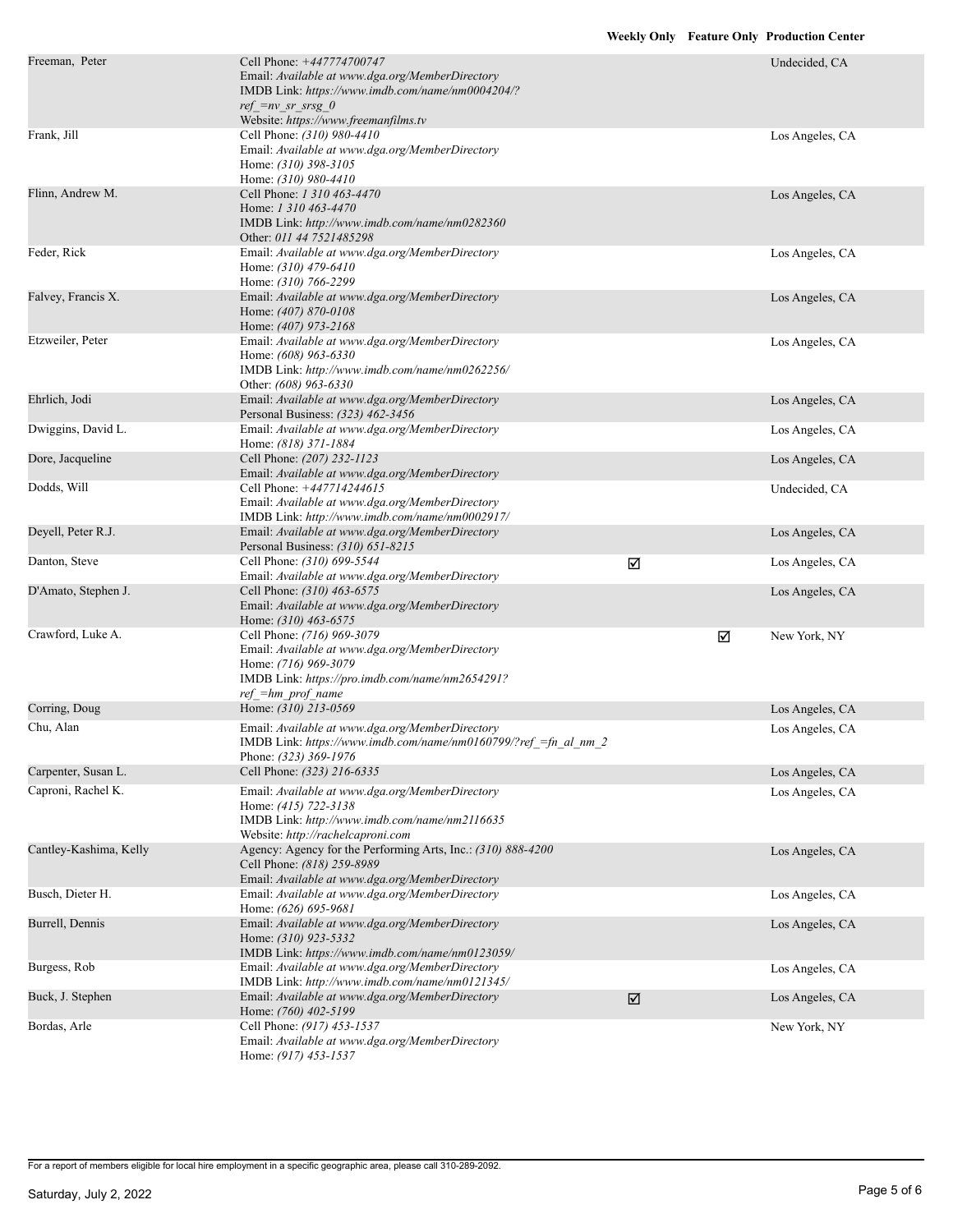| | | Weekly Only | Feature Only | Production Center |
|---|---|---|---|---|
| Freeman, Peter | Cell Phone: *+447774700747*<br>Email: *Available at www.dga.org/MemberDirectory*<br>IMDB Link: *https://www.imdb.com/name/nm0004204/?ref_=nv_sr_srsg_0*<br>Website: *https://www.freemanfilms.tv* | | | Undecided, CA |
| Frank, Jill | Cell Phone: *(310) 980-4410*<br>Email: *Available at www.dga.org/MemberDirectory*<br>Home: *(310) 398-3105*<br>Home: *(310) 980-4410* | | | Los Angeles, CA |
| Flinn, Andrew M. | Cell Phone: *1 310 463-4470*<br>Home: *1 310 463-4470*<br>IMDB Link: *http://www.imdb.com/name/nm0282360*<br>Other: *011 44 7521485298* | | | Los Angeles, CA |
| Feder, Rick | Email: *Available at www.dga.org/MemberDirectory*<br>Home: *(310) 479-6410*<br>Home: *(310) 766-2299* | | | Los Angeles, CA |
| Falvey, Francis X. | Email: *Available at www.dga.org/MemberDirectory*<br>Home: *(407) 870-0108*<br>Home: *(407) 973-2168* | | | Los Angeles, CA |
| Etzweiler, Peter | Email: *Available at www.dga.org/MemberDirectory*<br>Home: *(608) 963-6330*<br>IMDB Link: *http://www.imdb.com/name/nm0262256/*<br>Other: *(608) 963-6330* | | | Los Angeles, CA |
| Ehrlich, Jodi | Email: *Available at www.dga.org/MemberDirectory*<br>Personal Business: *(323) 462-3456* | | | Los Angeles, CA |
| Dwiggins, David L. | Email: *Available at www.dga.org/MemberDirectory*<br>Home: *(818) 371-1884* | | | Los Angeles, CA |
| Dore, Jacqueline | Cell Phone: *(207) 232-1123*<br>Email: *Available at www.dga.org/MemberDirectory* | | | Los Angeles, CA |
| Dodds, Will | Cell Phone: *+447714244615*<br>Email: *Available at www.dga.org/MemberDirectory*<br>IMDB Link: *http://www.imdb.com/name/nm0002917/* | | | Undecided, CA |
| Deyell, Peter R.J. | Email: *Available at www.dga.org/MemberDirectory*<br>Personal Business: *(310) 651-8215* | | | Los Angeles, CA |
| Danton, Steve | Cell Phone: *(310) 699-5544*<br>Email: *Available at www.dga.org/MemberDirectory* | ☑ | | Los Angeles, CA |
| D'Amato, Stephen J. | Cell Phone: *(310) 463-6575*<br>Email: *Available at www.dga.org/MemberDirectory*<br>Home: *(310) 463-6575* | | | Los Angeles, CA |
| Crawford, Luke A. | Cell Phone: *(716) 969-3079*<br>Email: *Available at www.dga.org/MemberDirectory*<br>Home: *(716) 969-3079*<br>IMDB Link: *https://pro.imdb.com/name/nm2654291?ref_=hm_prof_name* | | ☑ | New York, NY |
| Corring, Doug | Home: *(310) 213-0569* | | | Los Angeles, CA |
| Chu, Alan | Email: *Available at www.dga.org/MemberDirectory*<br>IMDB Link: *https://www.imdb.com/name/nm0160799/?ref_=fn_al_nm_2*<br>Phone: *(323) 369-1976* | | | Los Angeles, CA |
| Carpenter, Susan L. | Cell Phone: *(323) 216-6335* | | | Los Angeles, CA |
| Caproni, Rachel K. | Email: *Available at www.dga.org/MemberDirectory*<br>Home: *(415) 722-3138*<br>IMDB Link: *http://www.imdb.com/name/nm2116635*<br>Website: *http://rachelcaproni.com* | | | Los Angeles, CA |
| Cantley-Kashima, Kelly | Agency: Agency for the Performing Arts, Inc.: *(310) 888-4200*<br>Cell Phone: *(818) 259-8989*<br>Email: *Available at www.dga.org/MemberDirectory* | | | Los Angeles, CA |
| Busch, Dieter H. | Email: *Available at www.dga.org/MemberDirectory*<br>Home: *(626) 695-9681* | | | Los Angeles, CA |
| Burrell, Dennis | Email: *Available at www.dga.org/MemberDirectory*<br>Home: *(310) 923-5332*<br>IMDB Link: *https://www.imdb.com/name/nm0123059/* | | | Los Angeles, CA |
| Burgess, Rob | Email: *Available at www.dga.org/MemberDirectory*<br>IMDB Link: *http://www.imdb.com/name/nm0121345/* | | | Los Angeles, CA |
| Buck, J. Stephen | Email: *Available at www.dga.org/MemberDirectory*<br>Home: *(760) 402-5199* | ☑ | | Los Angeles, CA |
| Bordas, Arle | Cell Phone: *(917) 453-1537*<br>Email: *Available at www.dga.org/MemberDirectory*<br>Home: *(917) 453-1537* | | | New York, NY |

For a report of members eligible for local hire employment in a specific geographic area, please call 310-289-2092.

Saturday, July 2, 2022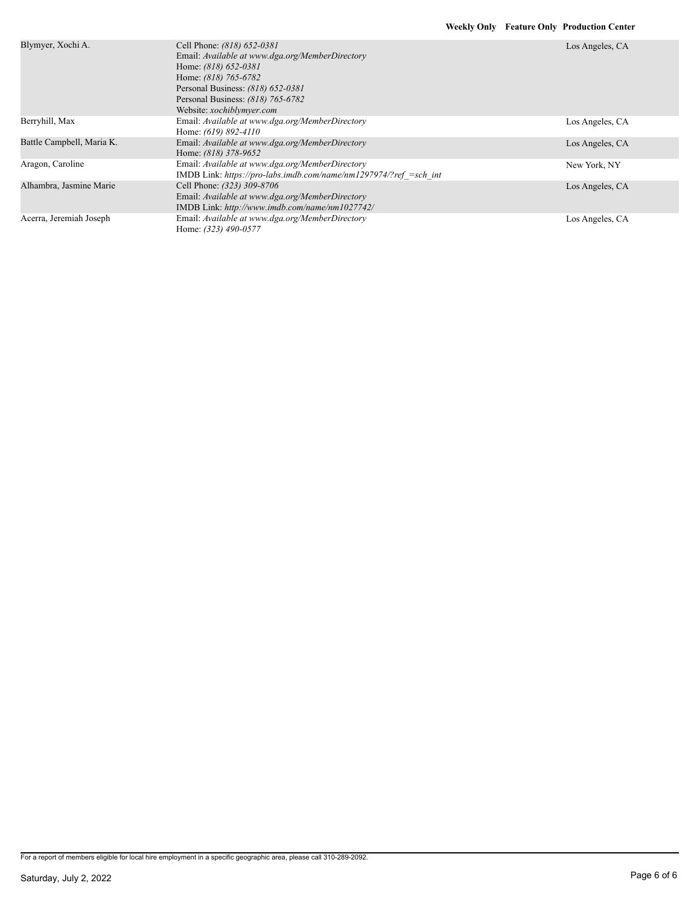| | | Weekly Only | Feature Only | Production Center |
|---|---|---|---|---|
| Blymyer, Xochi A. | Cell Phone: *(818) 652-0381*<br>Email: *Available at www.dga.org/MemberDirectory*<br>Home: *(818) 652-0381*<br>Home: *(818) 765-6782*<br>Personal Business: *(818) 652-0381*<br>Personal Business: *(818) 765-6782*<br>Website: *xochiblymyer.com* | | | Los Angeles, CA |
| Berryhill, Max | Email: *Available at www.dga.org/MemberDirectory*<br>Home: *(619) 892-4110* | | | Los Angeles, CA |
| Battle Campbell, Maria K. | Email: *Available at www.dga.org/MemberDirectory*<br>Home: *(818) 378-9652* | | | Los Angeles, CA |
| Aragon, Caroline | Email: *Available at www.dga.org/MemberDirectory*<br>IMDB Link: *https://pro-labs.imdb.com/name/nm1297974/?ref_=sch_int* | | | New York, NY |
| Alhambra, Jasmine Marie | Cell Phone: *(323) 309-8706*<br>Email: *Available at www.dga.org/MemberDirectory*<br>IMDB Link: *http://www.imdb.com/name/nm1027742/* | | | Los Angeles, CA |
| Acerra, Jeremiah Joseph | Email: *Available at www.dga.org/MemberDirectory*<br>Home: *(323) 490-0577* | | | Los Angeles, CA |

For a report of members eligible for local hire employment in a specific geographic area, please call 310-289-2092.

Saturday, July 2, 2022